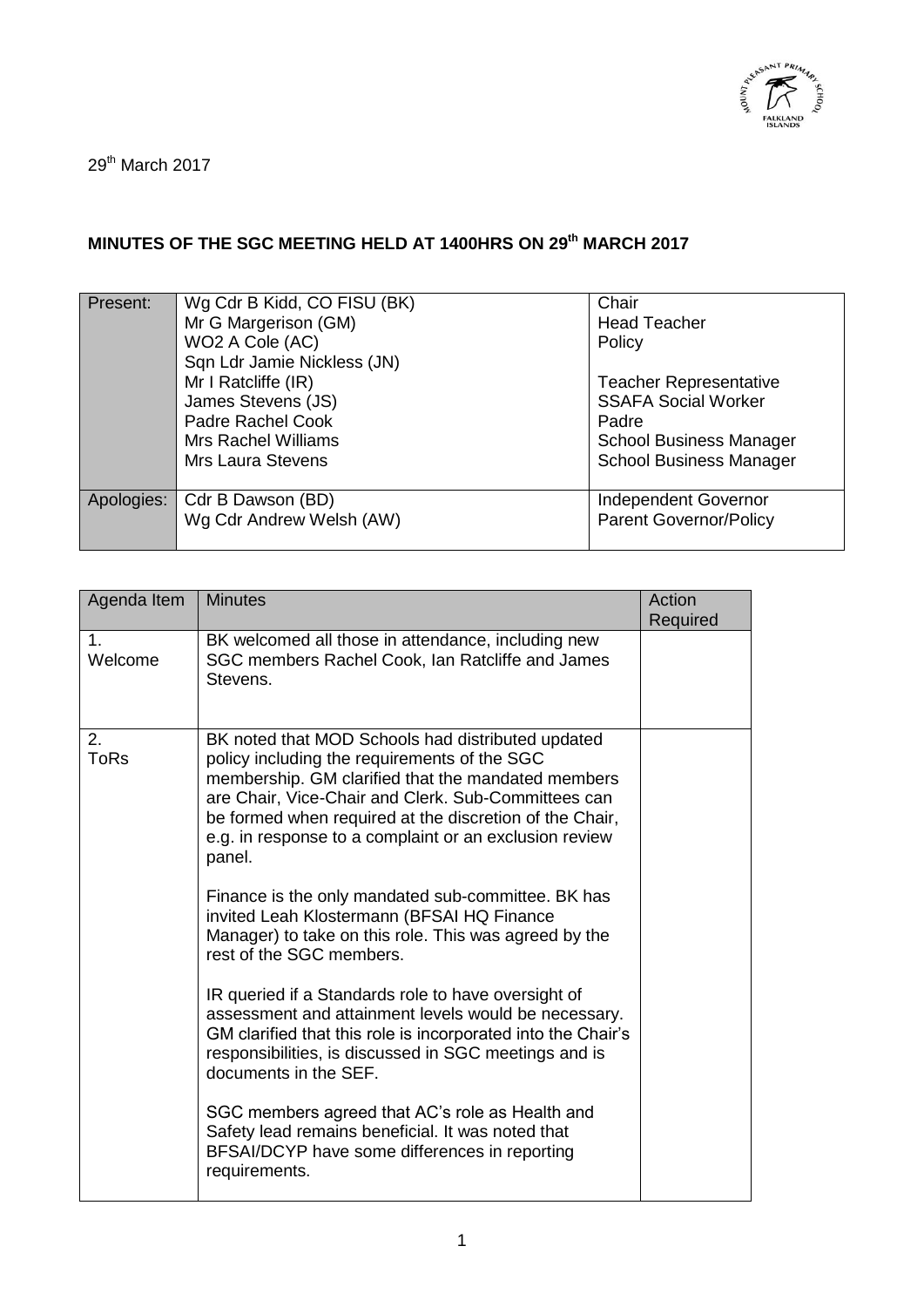29[th] March 2017

**MINUTES OF THE SGC MEETING HELD AT 1400HRS ON 29[th] MARCH 2017**

| | | |
|---|---|---|
| Present: | Wg Cdr B Kidd, CO FISU (BK)<br>Mr G Margerison (GM)<br>WO2 A Cole (AC)<br>Sqn Ldr Jamie Nickless (JN)<br>Mr I Ratcliffe (IR)<br>James Stevens (JS)<br>Padre Rachel Cook<br>Mrs Rachel Williams<br>Mrs Laura Stevens | Chair<br>Head Teacher<br>Policy<br><br>Teacher Representative<br>SSAFA Social Worker<br>Padre<br>School Business Manager<br>School Business Manager |
| Apologies: | Cdr B Dawson (BD)<br>Wg Cdr Andrew Welsh (AW) | Independent Governor<br>Parent Governor/Policy |

| Agenda Item | Minutes | Action Required |
|---|---|---|
| 1. Welcome | BK welcomed all those in attendance, including new SGC members Rachel Cook, Ian Ratcliffe and James Stevens. | |
| 2. ToRs | BK noted that MOD Schools had distributed updated policy including the requirements of the SGC membership. GM clarified that the mandated members are Chair, Vice-Chair and Clerk. Sub-Committees can be formed when required at the discretion of the Chair, e.g. in response to a complaint or an exclusion review panel.<br><br>Finance is the only mandated sub-committee. BK has invited Leah Klostermann (BFSAI HQ Finance Manager) to take on this role. This was agreed by the rest of the SGC members.<br><br>IR queried if a Standards role to have oversight of assessment and attainment levels would be necessary. GM clarified that this role is incorporated into the Chair's responsibilities, is discussed in SGC meetings and is documents in the SEF.<br><br>SGC members agreed that AC's role as Health and Safety lead remains beneficial. It was noted that BFSAI/DCYP have some differences in reporting requirements. | |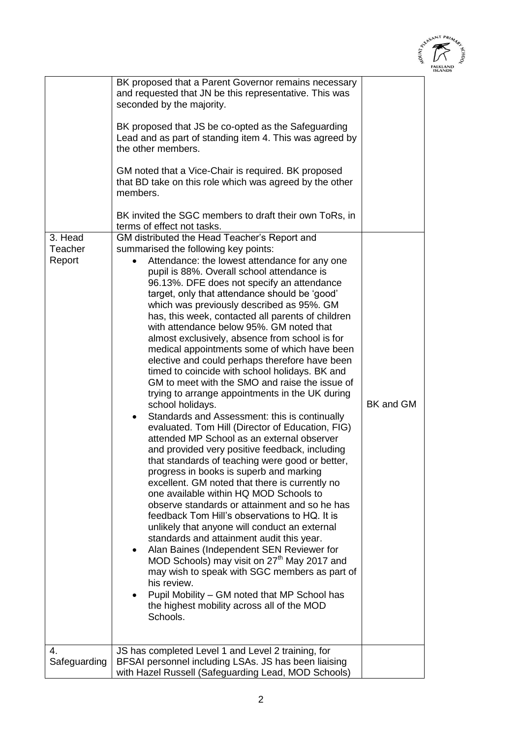| | | |
|---|---|---|
| | BK proposed that a Parent Governor remains necessary and requested that JN be this representative. This was seconded by the majority.<br><br>BK proposed that JS be co-opted as the Safeguarding Lead and as part of standing item 4. This was agreed by the other members.<br><br>GM noted that a Vice-Chair is required. BK proposed that BD take on this role which was agreed by the other members.<br><br>BK invited the SGC members to draft their own ToRs, in terms of effect not tasks. | |
| 3. Head Teacher Report | GM distributed the Head Teacher's Report and summarised the following key points:<br>• Attendance: the lowest attendance for any one pupil is 88%. Overall school attendance is 96.13%. DFE does not specify an attendance target, only that attendance should be 'good' which was previously described as 95%. GM has, this week, contacted all parents of children with attendance below 95%. GM noted that almost exclusively, absence from school is for medical appointments some of which have been elective and could perhaps therefore have been timed to coincide with school holidays. BK and GM to meet with the SMO and raise the issue of trying to arrange appointments in the UK during school holidays.<br>• Standards and Assessment: this is continually evaluated. Tom Hill (Director of Education, FIG) attended MP School as an external observer and provided very positive feedback, including that standards of teaching were good or better, progress in books is superb and marking excellent. GM noted that there is currently no one available within HQ MOD Schools to observe standards or attainment and so he has feedback Tom Hill's observations to HQ. It is unlikely that anyone will conduct an external standards and attainment audit this year.<br>• Alan Baines (Independent SEN Reviewer for MOD Schools) may visit on 27th May 2017 and may wish to speak with SGC members as part of his review.<br>• Pupil Mobility – GM noted that MP School has the highest mobility across all of the MOD Schools. | BK and GM |
| 4. Safeguarding | JS has completed Level 1 and Level 2 training, for BFSAI personnel including LSAs. JS has been liaising with Hazel Russell (Safeguarding Lead, MOD Schools) | |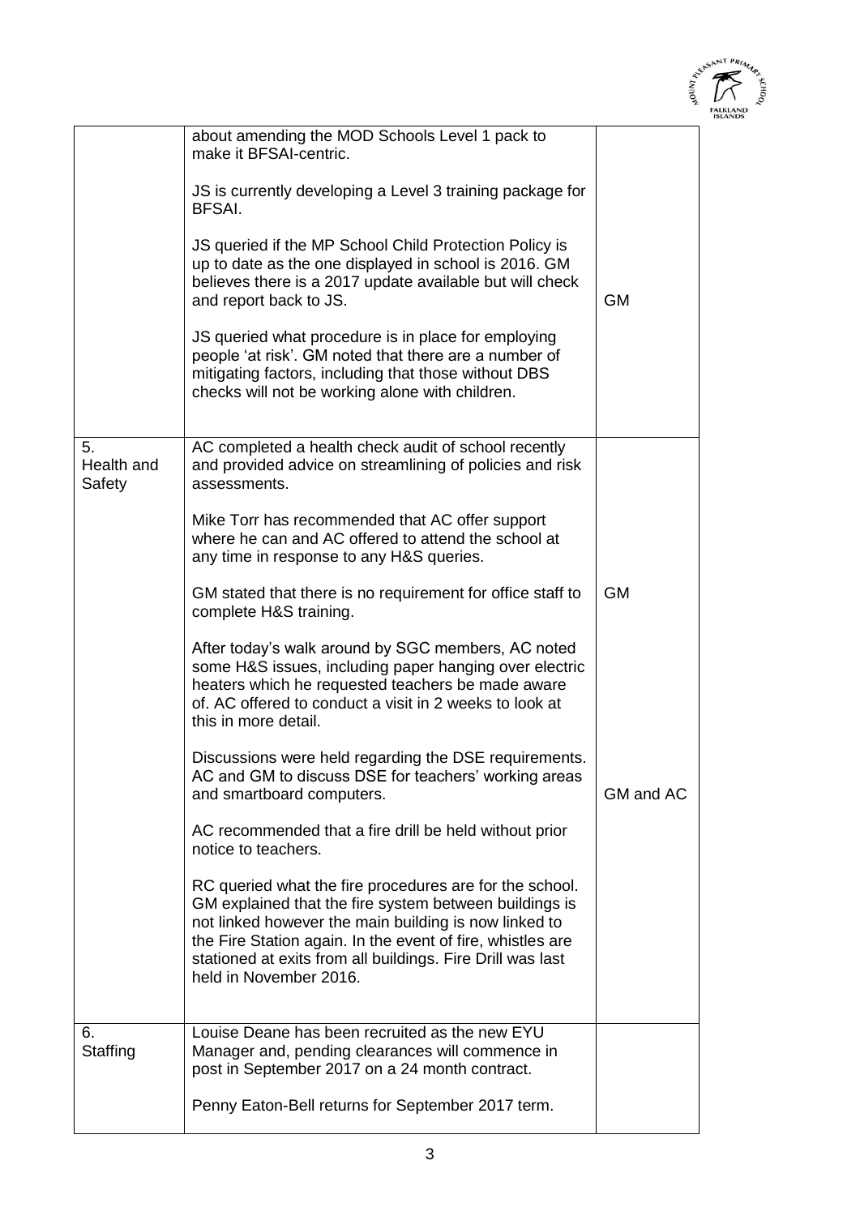| | | |
|---|---|---|
| | about amending the MOD Schools Level 1 pack to make it BFSAI-centric.<br><br>JS is currently developing a Level 3 training package for BFSAI.<br><br>JS queried if the MP School Child Protection Policy is up to date as the one displayed in school is 2016. GM believes there is a 2017 update available but will check and report back to JS.<br><br>JS queried what procedure is in place for employing people 'at risk'. GM noted that there are a number of mitigating factors, including that those without DBS checks will not be working alone with children. | GM |
| 5. Health and Safety | AC completed a health check audit of school recently and provided advice on streamlining of policies and risk assessments.<br><br>Mike Torr has recommended that AC offer support where he can and AC offered to attend the school at any time in response to any H&S queries.<br><br>GM stated that there is no requirement for office staff to complete H&S training.<br><br>After today's walk around by SGC members, AC noted some H&S issues, including paper hanging over electric heaters which he requested teachers be made aware of. AC offered to conduct a visit in 2 weeks to look at this in more detail.<br><br>Discussions were held regarding the DSE requirements. AC and GM to discuss DSE for teachers' working areas and smartboard computers.<br><br>AC recommended that a fire drill be held without prior notice to teachers.<br><br>RC queried what the fire procedures are for the school. GM explained that the fire system between buildings is not linked however the main building is now linked to the Fire Station again. In the event of fire, whistles are stationed at exits from all buildings. Fire Drill was last held in November 2016. | GM<br><br>GM and AC |
| 6. Staffing | Louise Deane has been recruited as the new EYU Manager and, pending clearances will commence in post in September 2017 on a 24 month contract.<br><br>Penny Eaton-Bell returns for September 2017 term. | |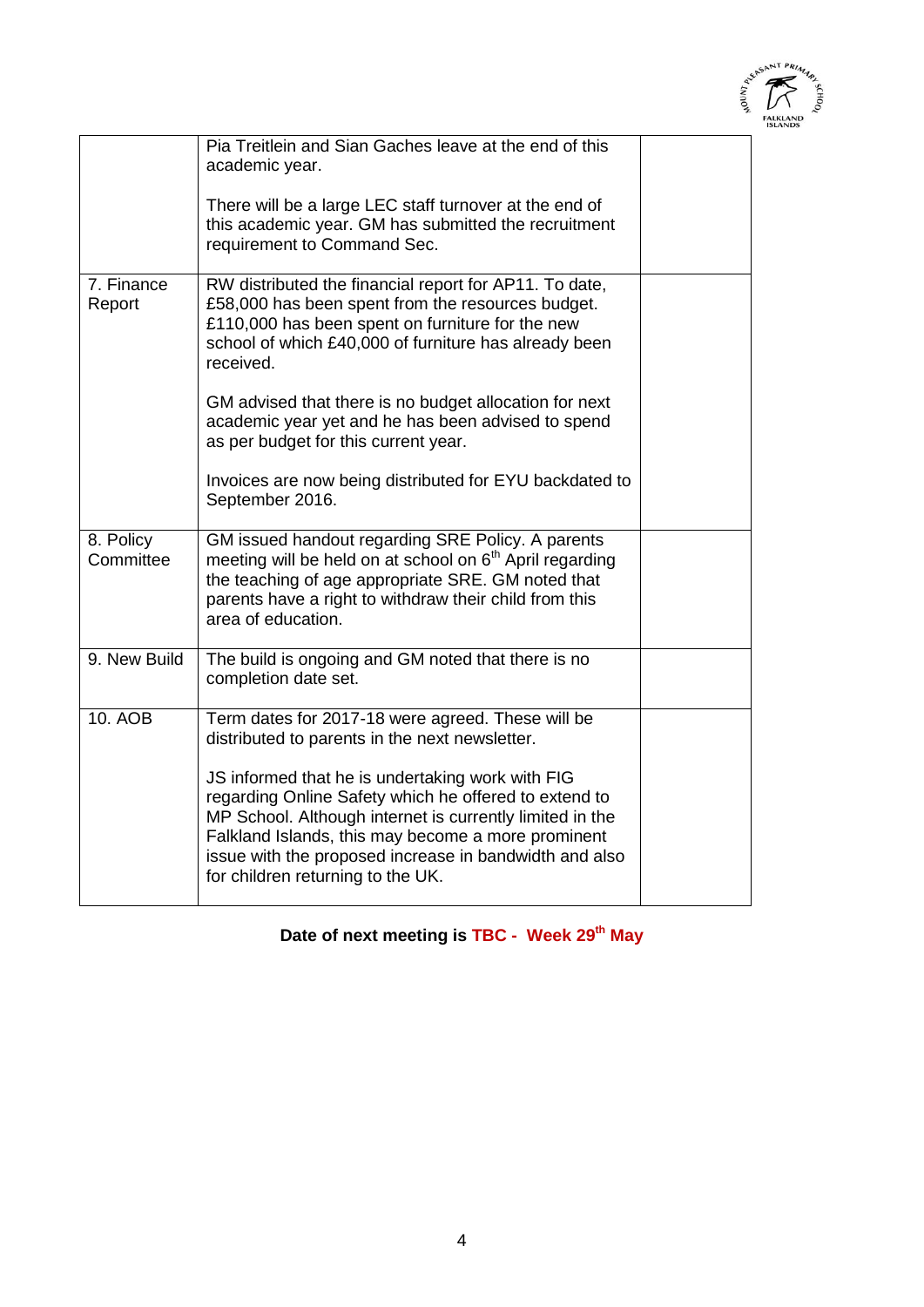| | | |
|---|---|---|
| | Pia Treitlein and Sian Gaches leave at the end of this academic year.<br><br>There will be a large LEC staff turnover at the end of this academic year. GM has submitted the recruitment requirement to Command Sec. | |
| 7. Finance Report | RW distributed the financial report for AP11. To date, £58,000 has been spent from the resources budget. £110,000 has been spent on furniture for the new school of which £40,000 of furniture has already been received.<br><br>GM advised that there is no budget allocation for next academic year yet and he has been advised to spend as per budget for this current year.<br><br>Invoices are now being distributed for EYU backdated to September 2016. | |
| 8. Policy Committee | GM issued handout regarding SRE Policy. A parents meeting will be held on at school on 6th April regarding the teaching of age appropriate SRE. GM noted that parents have a right to withdraw their child from this area of education. | |
| 9. New Build | The build is ongoing and GM noted that there is no completion date set. | |
| 10. AOB | Term dates for 2017-18 were agreed. These will be distributed to parents in the next newsletter.<br><br>JS informed that he is undertaking work with FIG regarding Online Safety which he offered to extend to MP School. Although internet is currently limited in the Falkland Islands, this may become a more prominent issue with the proposed increase in bandwidth and also for children returning to the UK. | |

**Date of next meeting is TBC - Week 29th May**